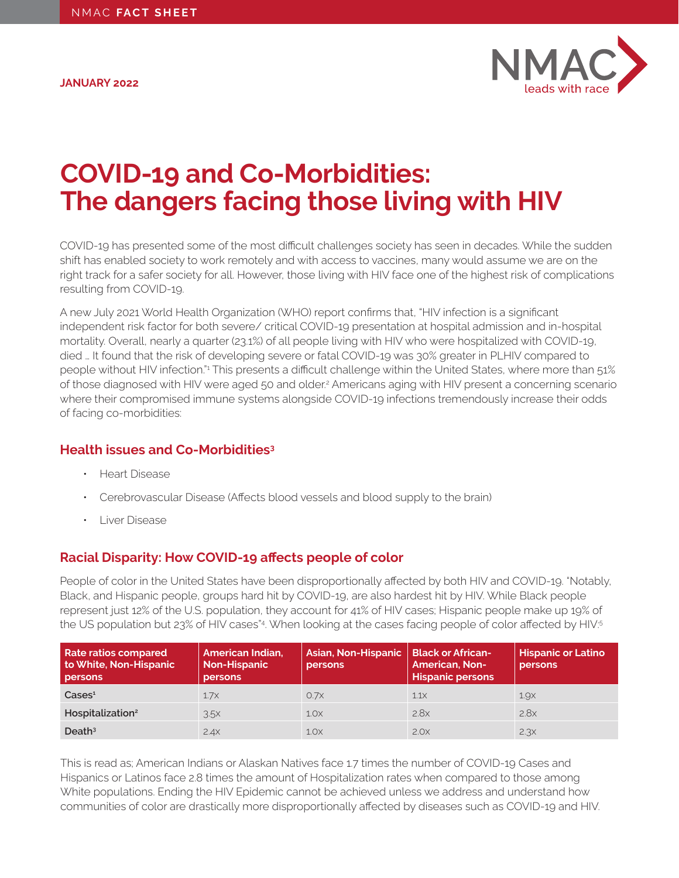NMAC **FACT SHEET**

**JANUARY 2022**

NMAC leads with race

# COVID-19 and Co-Morbidities: The dangers facing those living with HIV

COVID-19 has presented some of the most difficult challenges society has seen in decades. While the sudden shift has enabled society to work remotely and with access to vaccines, many would assume we are on the right track for a safer society for all. However, those living with HIV face one of the highest risk of complications resulting from COVID-19.

A new July 2021 World Health Organization (WHO) report confirms that, "HIV infection is a significant independent risk factor for both severe/ critical COVID-19 presentation at hospital admission and in-hospital mortality. Overall, nearly a quarter (23.1%) of all people living with HIV who were hospitalized with COVID-19, died … It found that the risk of developing severe or fatal COVID-19 was 30% greater in PLHIV compared to people without HIV infection."[1] This presents a difficult challenge within the United States, where more than 51% of those diagnosed with HIV were aged 50 and older.[2] Americans aging with HIV present a concerning scenario where their compromised immune systems alongside COVID-19 infections tremendously increase their odds of facing co-morbidities:

## Health issues and Co-Morbidities[3]

- Heart Disease
- Cerebrovascular Disease (Affects blood vessels and blood supply to the brain)
- Liver Disease

## Racial Disparity: How COVID-19 affects people of color

People of color in the United States have been disproportionally affected by both HIV and COVID-19. "Notably, Black, and Hispanic people, groups hard hit by COVID-19, are also hardest hit by HIV. While Black people represent just 12% of the U.S. population, they account for 41% of HIV cases; Hispanic people make up 19% of the US population but 23% of HIV cases"[4]. When looking at the cases facing people of color affected by HIV:[5]

| Rate ratios compared to White, Non-Hispanic persons | American Indian, Non-Hispanic persons | Asian, Non-Hispanic persons | Black or African-American, Non-Hispanic persons | Hispanic or Latino persons |
|---|---|---|---|---|
| Cases[1] | 1.7x | 0.7x | 1.1x | 1.9x |
| Hospitalization[2] | 3.5x | 1.0x | 2.8x | 2.8x |
| Death[3] | 2.4x | 1.0x | 2.0x | 2.3x |

This is read as; American Indians or Alaskan Natives face 1.7 times the number of COVID-19 Cases and Hispanics or Latinos face 2.8 times the amount of Hospitalization rates when compared to those among White populations. Ending the HIV Epidemic cannot be achieved unless we address and understand how communities of color are drastically more disproportionally affected by diseases such as COVID-19 and HIV.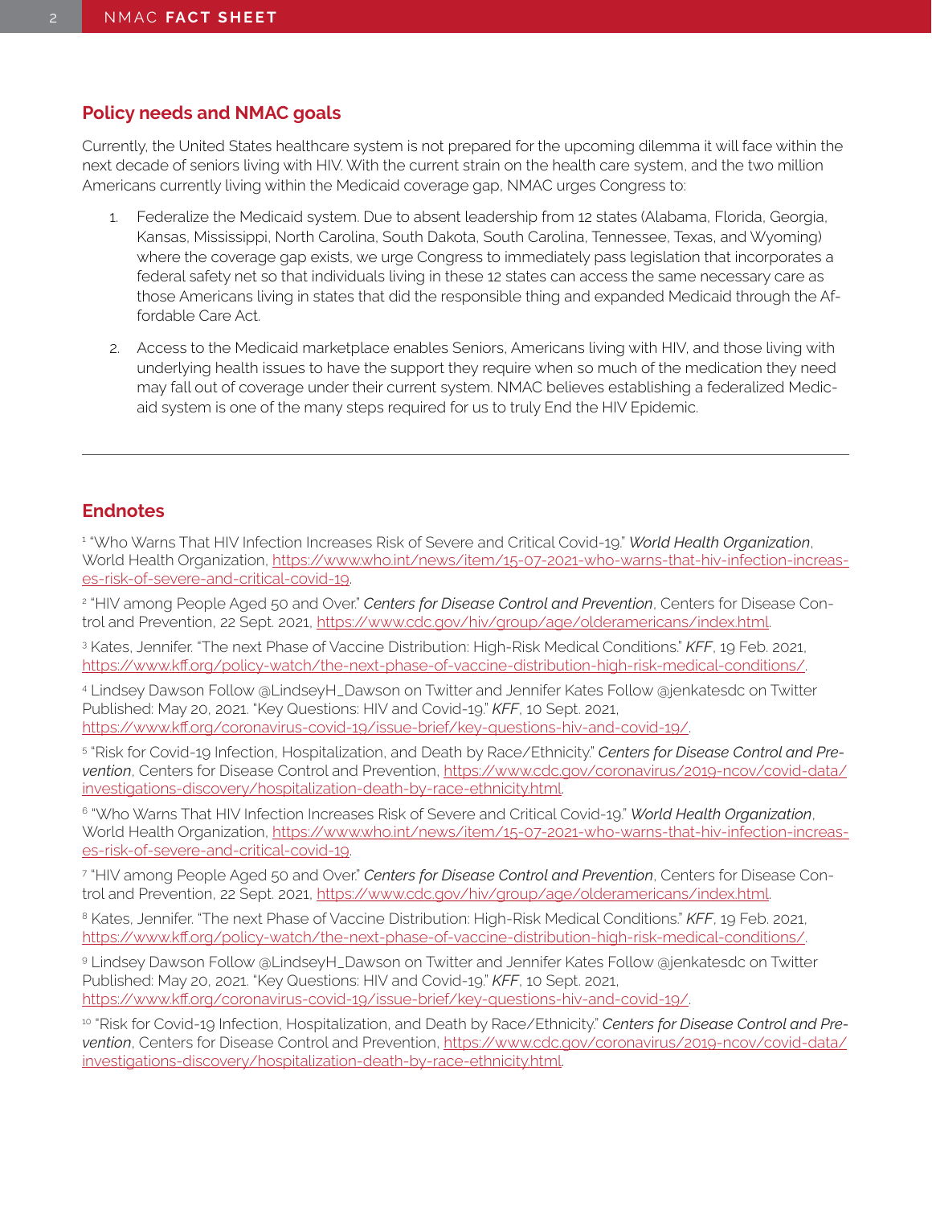## Policy needs and NMAC goals

Currently, the United States healthcare system is not prepared for the upcoming dilemma it will face within the next decade of seniors living with HIV. With the current strain on the health care system, and the two million Americans currently living within the Medicaid coverage gap, NMAC urges Congress to:

1. Federalize the Medicaid system. Due to absent leadership from 12 states (Alabama, Florida, Georgia, Kansas, Mississippi, North Carolina, South Dakota, South Carolina, Tennessee, Texas, and Wyoming) where the coverage gap exists, we urge Congress to immediately pass legislation that incorporates a federal safety net so that individuals living in these 12 states can access the same necessary care as those Americans living in states that did the responsible thing and expanded Medicaid through the Affordable Care Act.

2. Access to the Medicaid marketplace enables Seniors, Americans living with HIV, and those living with underlying health issues to have the support they require when so much of the medication they need may fall out of coverage under their current system. NMAC believes establishing a federalized Medicaid system is one of the many steps required for us to truly End the HIV Epidemic.

---

## Endnotes

[1] "Who Warns That HIV Infection Increases Risk of Severe and Critical Covid-19." *World Health Organization*, World Health Organization, https://www.who.int/news/item/15-07-2021-who-warns-that-hiv-infection-increases-risk-of-severe-and-critical-covid-19.

[2] "HIV among People Aged 50 and Over." *Centers for Disease Control and Prevention*, Centers for Disease Control and Prevention, 22 Sept. 2021, https://www.cdc.gov/hiv/group/age/olderamericans/index.html.

[3] Kates, Jennifer. "The next Phase of Vaccine Distribution: High-Risk Medical Conditions." *KFF*, 19 Feb. 2021, https://www.kff.org/policy-watch/the-next-phase-of-vaccine-distribution-high-risk-medical-conditions/.

[4] Lindsey Dawson Follow @LindseyH_Dawson on Twitter and Jennifer Kates Follow @jenkatesdc on Twitter Published: May 20, 2021. "Key Questions: HIV and Covid-19." *KFF*, 10 Sept. 2021, https://www.kff.org/coronavirus-covid-19/issue-brief/key-questions-hiv-and-covid-19/.

[5] "Risk for Covid-19 Infection, Hospitalization, and Death by Race/Ethnicity." *Centers for Disease Control and Prevention*, Centers for Disease Control and Prevention, https://www.cdc.gov/coronavirus/2019-ncov/covid-data/investigations-discovery/hospitalization-death-by-race-ethnicity.html.

[6] "Who Warns That HIV Infection Increases Risk of Severe and Critical Covid-19." *World Health Organization*, World Health Organization, https://www.who.int/news/item/15-07-2021-who-warns-that-hiv-infection-increases-risk-of-severe-and-critical-covid-19.

[7] "HIV among People Aged 50 and Over." *Centers for Disease Control and Prevention*, Centers for Disease Control and Prevention, 22 Sept. 2021, https://www.cdc.gov/hiv/group/age/olderamericans/index.html.

[8] Kates, Jennifer. "The next Phase of Vaccine Distribution: High-Risk Medical Conditions." *KFF*, 19 Feb. 2021, https://www.kff.org/policy-watch/the-next-phase-of-vaccine-distribution-high-risk-medical-conditions/.

[9] Lindsey Dawson Follow @LindseyH_Dawson on Twitter and Jennifer Kates Follow @jenkatesdc on Twitter Published: May 20, 2021. "Key Questions: HIV and Covid-19." *KFF*, 10 Sept. 2021, https://www.kff.org/coronavirus-covid-19/issue-brief/key-questions-hiv-and-covid-19/.

[10] "Risk for Covid-19 Infection, Hospitalization, and Death by Race/Ethnicity." *Centers for Disease Control and Prevention*, Centers for Disease Control and Prevention, https://www.cdc.gov/coronavirus/2019-ncov/covid-data/investigations-discovery/hospitalization-death-by-race-ethnicity.html.